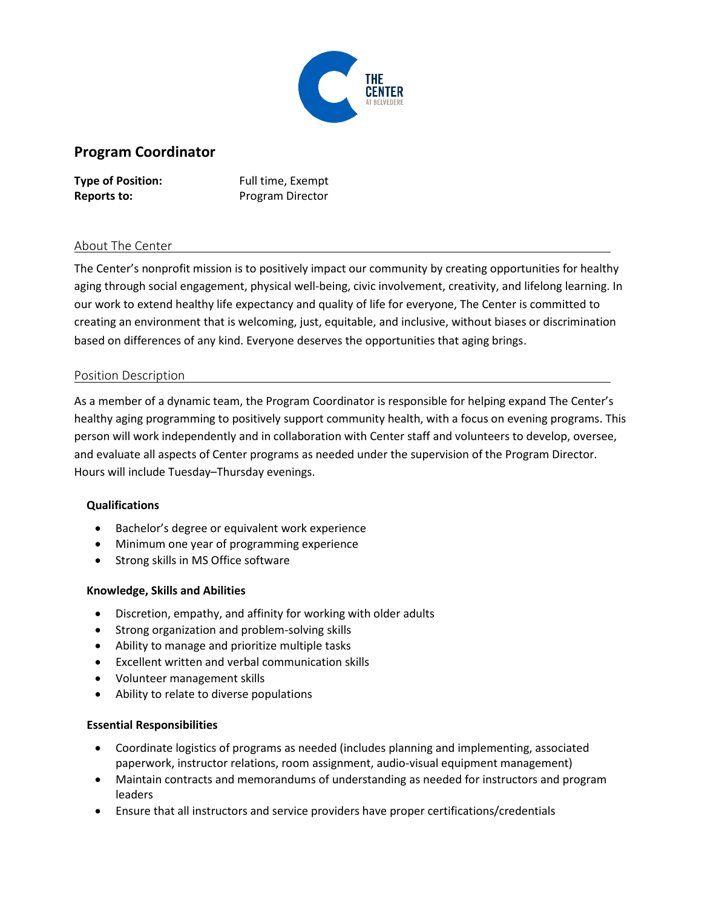THE CENTER
AT BELVEDERE

# Program Coordinator

**Type of Position:** Full time, Exempt
**Reports to:** Program Director

## About The Center

The Center's nonprofit mission is to positively impact our community by creating opportunities for healthy aging through social engagement, physical well-being, civic involvement, creativity, and lifelong learning. In our work to extend healthy life expectancy and quality of life for everyone, The Center is committed to creating an environment that is welcoming, just, equitable, and inclusive, without biases or discrimination based on differences of any kind. Everyone deserves the opportunities that aging brings.

## Position Description

As a member of a dynamic team, the Program Coordinator is responsible for helping expand The Center's healthy aging programming to positively support community health, with a focus on evening programs. This person will work independently and in collaboration with Center staff and volunteers to develop, oversee, and evaluate all aspects of Center programs as needed under the supervision of the Program Director. Hours will include Tuesday–Thursday evenings.

### Qualifications

- Bachelor's degree or equivalent work experience
- Minimum one year of programming experience
- Strong skills in MS Office software

### Knowledge, Skills and Abilities

- Discretion, empathy, and affinity for working with older adults
- Strong organization and problem-solving skills
- Ability to manage and prioritize multiple tasks
- Excellent written and verbal communication skills
- Volunteer management skills
- Ability to relate to diverse populations

### Essential Responsibilities

- Coordinate logistics of programs as needed (includes planning and implementing, associated paperwork, instructor relations, room assignment, audio-visual equipment management)
- Maintain contracts and memorandums of understanding as needed for instructors and program leaders
- Ensure that all instructors and service providers have proper certifications/credentials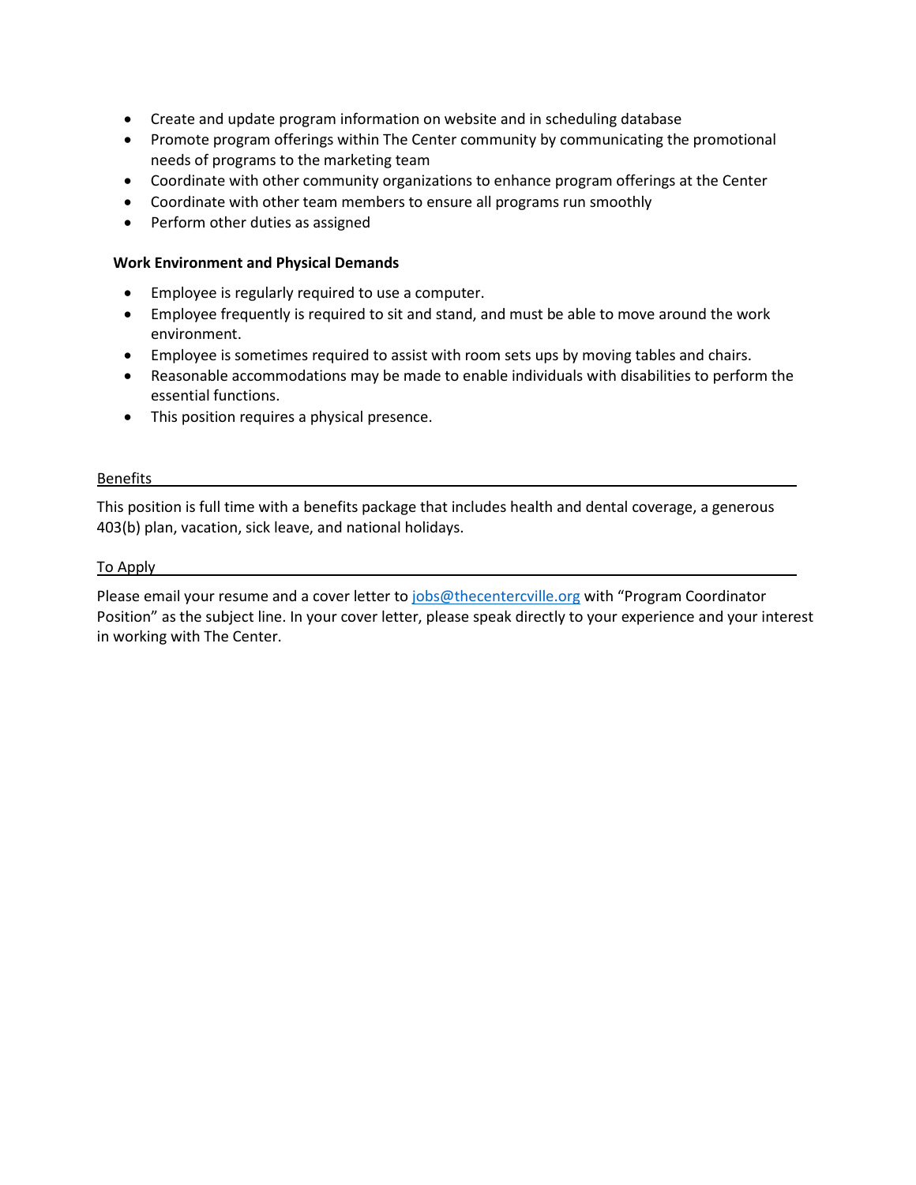- Create and update program information on website and in scheduling database
- Promote program offerings within The Center community by communicating the promotional needs of programs to the marketing team
- Coordinate with other community organizations to enhance program offerings at the Center
- Coordinate with other team members to ensure all programs run smoothly
- Perform other duties as assigned

**Work Environment and Physical Demands**

- Employee is regularly required to use a computer.
- Employee frequently is required to sit and stand, and must be able to move around the work environment.
- Employee is sometimes required to assist with room sets ups by moving tables and chairs.
- Reasonable accommodations may be made to enable individuals with disabilities to perform the essential functions.
- This position requires a physical presence.

## Benefits

This position is full time with a benefits package that includes health and dental coverage, a generous 403(b) plan, vacation, sick leave, and national holidays.

## To Apply

Please email your resume and a cover letter to [jobs@thecentercville.org](mailto:jobs@thecentercville.org) with "Program Coordinator Position" as the subject line. In your cover letter, please speak directly to your experience and your interest in working with The Center.